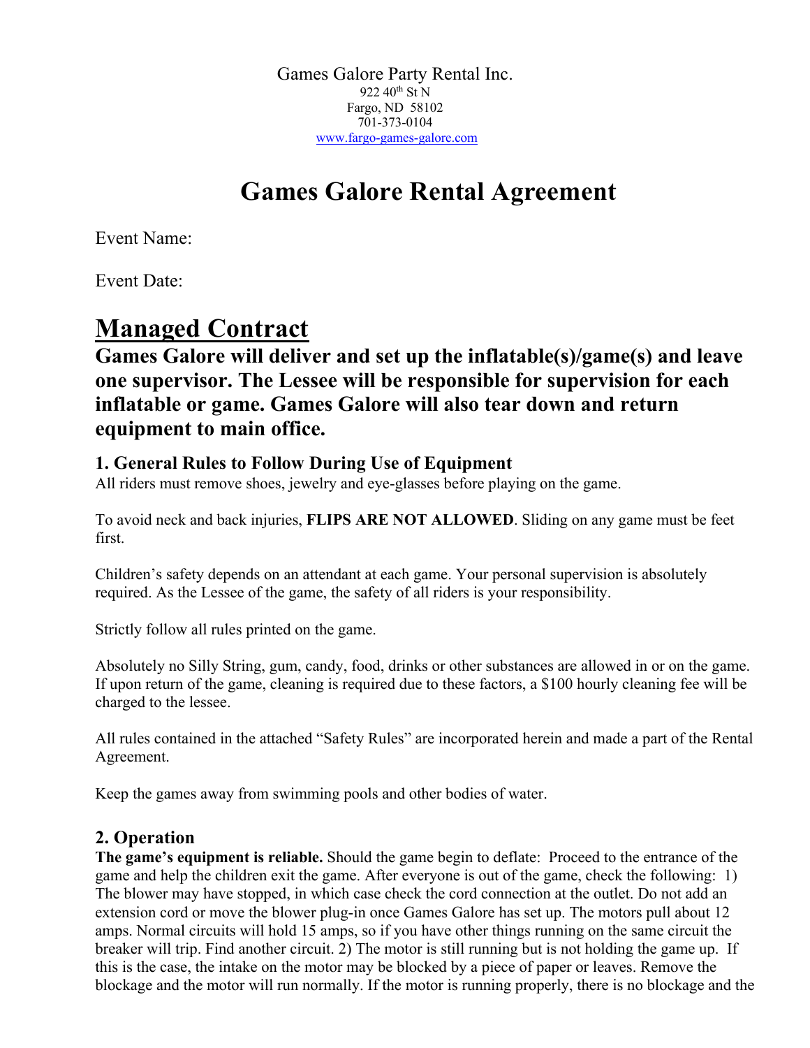Games Galore Party Rental Inc.
922 40th St N
Fargo, ND 58102
701-373-0104
www.fargo-games-galore.com

# Games Galore Rental Agreement

Event Name:

Event Date:

## Managed Contract

**Games Galore will deliver and set up the inflatable(s)/game(s) and leave one supervisor. The Lessee will be responsible for supervision for each inflatable or game. Games Galore will also tear down and return equipment to main office.**

### 1. General Rules to Follow During Use of Equipment

All riders must remove shoes, jewelry and eye-glasses before playing on the game.

To avoid neck and back injuries, **FLIPS ARE NOT ALLOWED**. Sliding on any game must be feet first.

Children's safety depends on an attendant at each game. Your personal supervision is absolutely required. As the Lessee of the game, the safety of all riders is your responsibility.

Strictly follow all rules printed on the game.

Absolutely no Silly String, gum, candy, food, drinks or other substances are allowed in or on the game. If upon return of the game, cleaning is required due to these factors, a $100 hourly cleaning fee will be charged to the lessee.

All rules contained in the attached "Safety Rules" are incorporated herein and made a part of the Rental Agreement.

Keep the games away from swimming pools and other bodies of water.

### 2. Operation

**The game's equipment is reliable.** Should the game begin to deflate: Proceed to the entrance of the game and help the children exit the game. After everyone is out of the game, check the following: 1) The blower may have stopped, in which case check the cord connection at the outlet. Do not add an extension cord or move the blower plug-in once Games Galore has set up. The motors pull about 12 amps. Normal circuits will hold 15 amps, so if you have other things running on the same circuit the breaker will trip. Find another circuit. 2) The motor is still running but is not holding the game up. If this is the case, the intake on the motor may be blocked by a piece of paper or leaves. Remove the blockage and the motor will run normally. If the motor is running properly, there is no blockage and the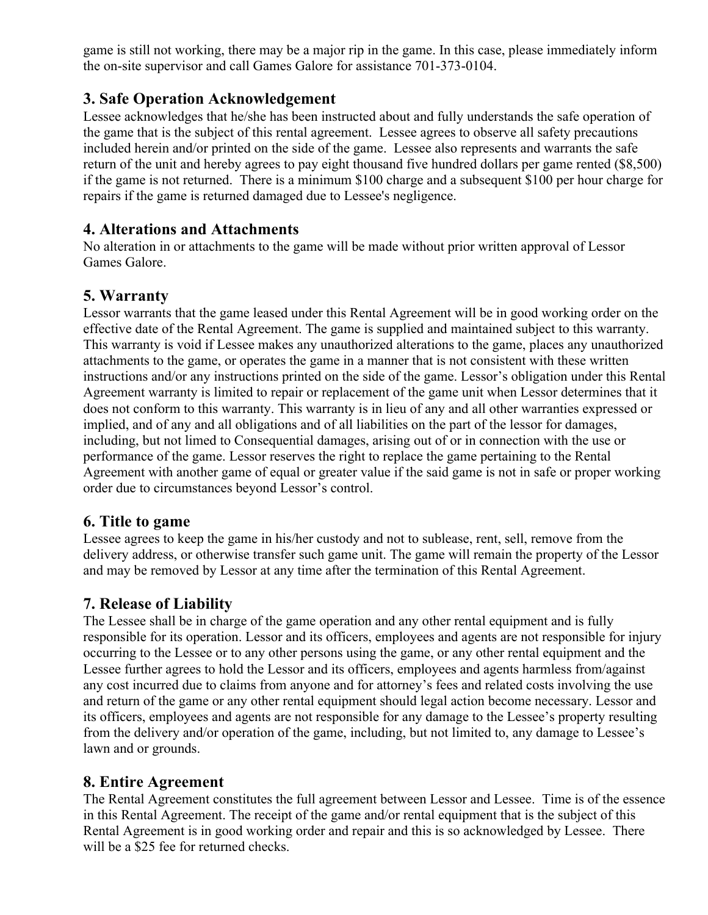game is still not working, there may be a major rip in the game. In this case, please immediately inform the on-site supervisor and call Games Galore for assistance 701-373-0104.

### 3. Safe Operation Acknowledgement

Lessee acknowledges that he/she has been instructed about and fully understands the safe operation of the game that is the subject of this rental agreement. Lessee agrees to observe all safety precautions included herein and/or printed on the side of the game. Lessee also represents and warrants the safe return of the unit and hereby agrees to pay eight thousand five hundred dollars per game rented ($8,500) if the game is not returned. There is a minimum $100 charge and a subsequent $100 per hour charge for repairs if the game is returned damaged due to Lessee's negligence.

### 4. Alterations and Attachments

No alteration in or attachments to the game will be made without prior written approval of Lessor Games Galore.

### 5. Warranty

Lessor warrants that the game leased under this Rental Agreement will be in good working order on the effective date of the Rental Agreement. The game is supplied and maintained subject to this warranty. This warranty is void if Lessee makes any unauthorized alterations to the game, places any unauthorized attachments to the game, or operates the game in a manner that is not consistent with these written instructions and/or any instructions printed on the side of the game. Lessor's obligation under this Rental Agreement warranty is limited to repair or replacement of the game unit when Lessor determines that it does not conform to this warranty. This warranty is in lieu of any and all other warranties expressed or implied, and of any and all obligations and of all liabilities on the part of the lessor for damages, including, but not limed to Consequential damages, arising out of or in connection with the use or performance of the game. Lessor reserves the right to replace the game pertaining to the Rental Agreement with another game of equal or greater value if the said game is not in safe or proper working order due to circumstances beyond Lessor's control.

### 6. Title to game

Lessee agrees to keep the game in his/her custody and not to sublease, rent, sell, remove from the delivery address, or otherwise transfer such game unit. The game will remain the property of the Lessor and may be removed by Lessor at any time after the termination of this Rental Agreement.

### 7. Release of Liability

The Lessee shall be in charge of the game operation and any other rental equipment and is fully responsible for its operation. Lessor and its officers, employees and agents are not responsible for injury occurring to the Lessee or to any other persons using the game, or any other rental equipment and the Lessee further agrees to hold the Lessor and its officers, employees and agents harmless from/against any cost incurred due to claims from anyone and for attorney's fees and related costs involving the use and return of the game or any other rental equipment should legal action become necessary. Lessor and its officers, employees and agents are not responsible for any damage to the Lessee's property resulting from the delivery and/or operation of the game, including, but not limited to, any damage to Lessee's lawn and or grounds.

### 8. Entire Agreement

The Rental Agreement constitutes the full agreement between Lessor and Lessee. Time is of the essence in this Rental Agreement. The receipt of the game and/or rental equipment that is the subject of this Rental Agreement is in good working order and repair and this is so acknowledged by Lessee. There will be a $25 fee for returned checks.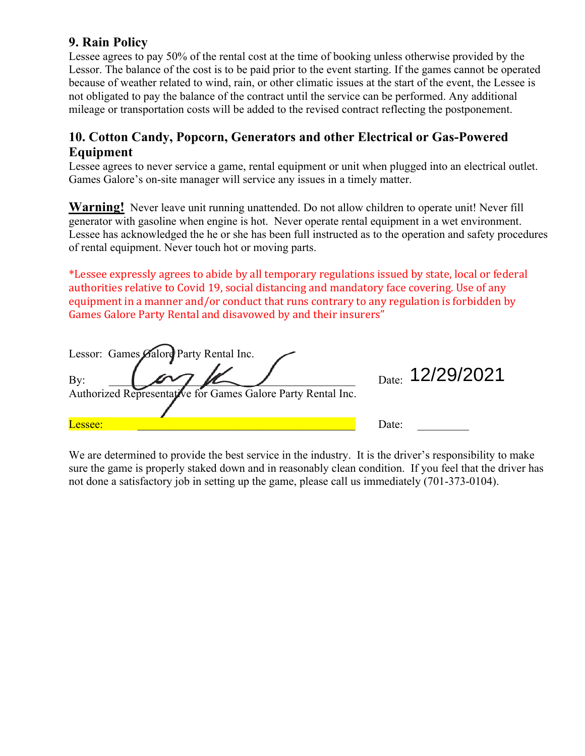## 9. Rain Policy

Lessee agrees to pay 50% of the rental cost at the time of booking unless otherwise provided by the Lessor. The balance of the cost is to be paid prior to the event starting. If the games cannot be operated because of weather related to wind, rain, or other climatic issues at the start of the event, the Lessee is not obligated to pay the balance of the contract until the service can be performed. Any additional mileage or transportation costs will be added to the revised contract reflecting the postponement.

## 10. Cotton Candy, Popcorn, Generators and other Electrical or Gas-Powered Equipment

Lessee agrees to never service a game, rental equipment or unit when plugged into an electrical outlet. Games Galore's on-site manager will service any issues in a timely matter.

**Warning!** Never leave unit running unattended. Do not allow children to operate unit! Never fill generator with gasoline when engine is hot. Never operate rental equipment in a wet environment. Lessee has acknowledged the he or she has been full instructed as to the operation and safety procedures of rental equipment. Never touch hot or moving parts.

*Lessee expressly agrees to abide by all temporary regulations issued by state, local or federal authorities relative to Covid 19, social distancing and mandatory face covering. Use of any equipment in a manner and/or conduct that runs contrary to any regulation is forbidden by Games Galore Party Rental and disavowed by and their insurers"

Lessor: Games Galore Party Rental Inc.

By: ______________________________ Date: 12/29/2021

Authorized Representative for Games Galore Party Rental Inc.

Lessee: ______________________________ Date: _________

We are determined to provide the best service in the industry. It is the driver's responsibility to make sure the game is properly staked down and in reasonably clean condition. If you feel that the driver has not done a satisfactory job in setting up the game, please call us immediately (701-373-0104).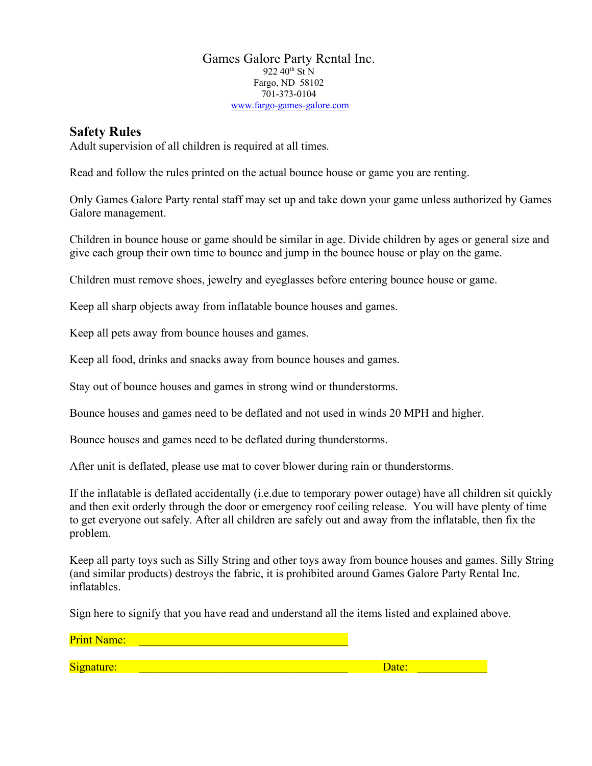Games Galore Party Rental Inc.
922 40th St N
Fargo, ND 58102
701-373-0104
www.fargo-games-galore.com

## Safety Rules

Adult supervision of all children is required at all times.

Read and follow the rules printed on the actual bounce house or game you are renting.

Only Games Galore Party rental staff may set up and take down your game unless authorized by Games Galore management.

Children in bounce house or game should be similar in age. Divide children by ages or general size and give each group their own time to bounce and jump in the bounce house or play on the game.

Children must remove shoes, jewelry and eyeglasses before entering bounce house or game.

Keep all sharp objects away from inflatable bounce houses and games.

Keep all pets away from bounce houses and games.

Keep all food, drinks and snacks away from bounce houses and games.

Stay out of bounce houses and games in strong wind or thunderstorms.

Bounce houses and games need to be deflated and not used in winds 20 MPH and higher.

Bounce houses and games need to be deflated during thunderstorms.

After unit is deflated, please use mat to cover blower during rain or thunderstorms.

If the inflatable is deflated accidentally (i.e.due to temporary power outage) have all children sit quickly and then exit orderly through the door or emergency roof ceiling release. You will have plenty of time to get everyone out safely. After all children are safely out and away from the inflatable, then fix the problem.

Keep all party toys such as Silly String and other toys away from bounce houses and games. Silly String (and similar products) destroys the fabric, it is prohibited around Games Galore Party Rental Inc. inflatables.

Sign here to signify that you have read and understand all the items listed and explained above.

Print Name: ____________________________________

Signature: ____________________________________ Date: ____________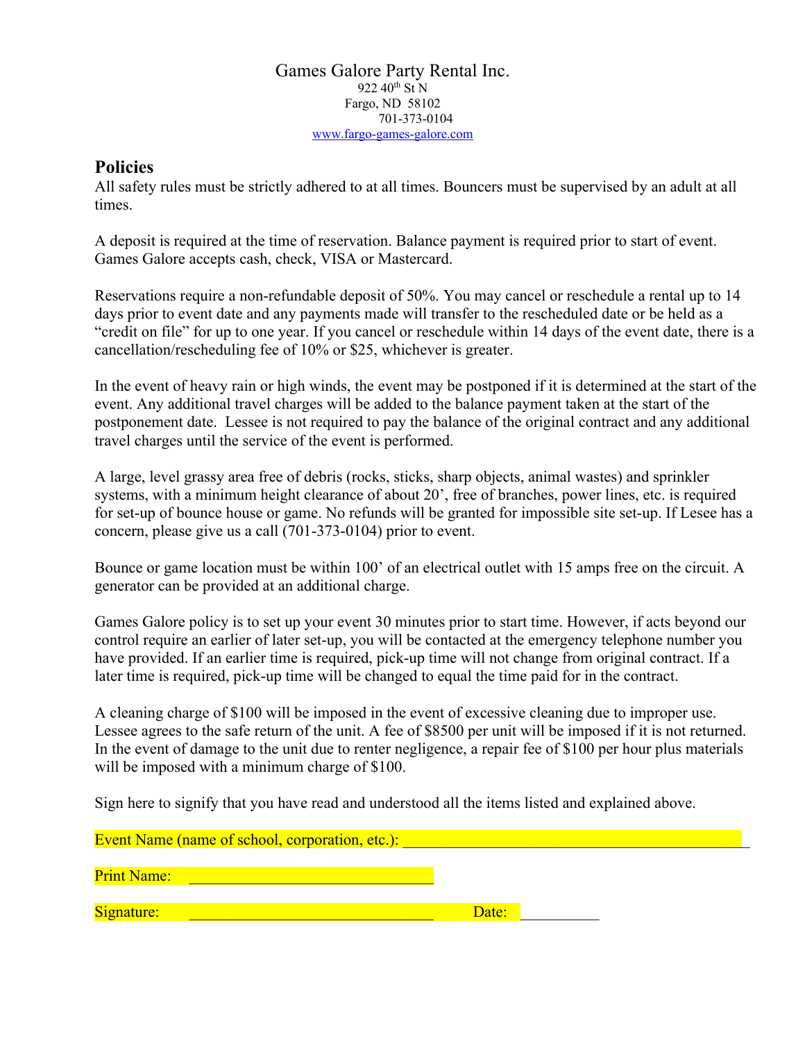Games Galore Party Rental Inc.

922 40th St N

Fargo, ND 58102

701-373-0104

www.fargo-games-galore.com

## Policies

All safety rules must be strictly adhered to at all times. Bouncers must be supervised by an adult at all times.

A deposit is required at the time of reservation. Balance payment is required prior to start of event. Games Galore accepts cash, check, VISA or Mastercard.

Reservations require a non-refundable deposit of 50%. You may cancel or reschedule a rental up to 14 days prior to event date and any payments made will transfer to the rescheduled date or be held as a "credit on file" for up to one year. If you cancel or reschedule within 14 days of the event date, there is a cancellation/rescheduling fee of 10% or $25, whichever is greater.

In the event of heavy rain or high winds, the event may be postponed if it is determined at the start of the event. Any additional travel charges will be added to the balance payment taken at the start of the postponement date. Lessee is not required to pay the balance of the original contract and any additional travel charges until the service of the event is performed.

A large, level grassy area free of debris (rocks, sticks, sharp objects, animal wastes) and sprinkler systems, with a minimum height clearance of about 20', free of branches, power lines, etc. is required for set-up of bounce house or game. No refunds will be granted for impossible site set-up. If Lesee has a concern, please give us a call (701-373-0104) prior to event.

Bounce or game location must be within 100' of an electrical outlet with 15 amps free on the circuit. A generator can be provided at an additional charge.

Games Galore policy is to set up your event 30 minutes prior to start time. However, if acts beyond our control require an earlier of later set-up, you will be contacted at the emergency telephone number you have provided. If an earlier time is required, pick-up time will not change from original contract. If a later time is required, pick-up time will be changed to equal the time paid for in the contract.

A cleaning charge of $100 will be imposed in the event of excessive cleaning due to improper use. Lessee agrees to the safe return of the unit. A fee of $8500 per unit will be imposed if it is not returned. In the event of damage to the unit due to renter negligence, a repair fee of $100 per hour plus materials will be imposed with a minimum charge of $100.

Sign here to signify that you have read and understood all the items listed and explained above.

Event Name (name of school, corporation, etc.): ______________________________________________

Print Name: ________________________________

Signature: ________________________________ Date: __________